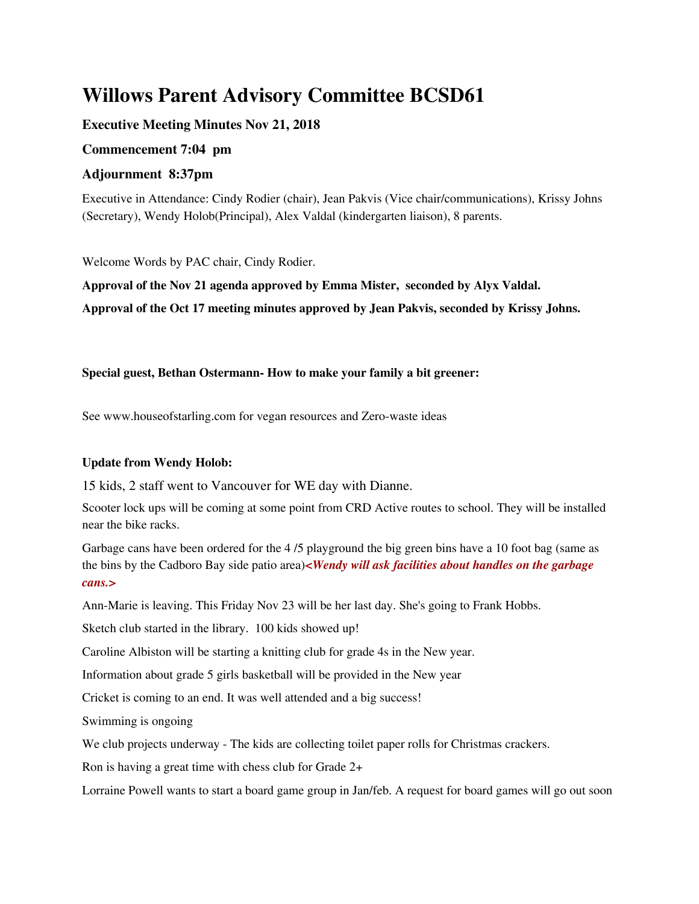# Willows Parent Advisory Committee BCSD61

### Executive Meeting Minutes Nov 21, 2018

### Commencement 7:04 pm

### Adjournment 8:37pm

Executive in Attendance: Cindy Rodier (chair), Jean Pakvis (Vice chair/communications), Krissy Johns (Secretary), Wendy Holob(Principal), Alex Valdal (kindergarten liaison), 8 parents.

Welcome Words by PAC chair, Cindy Rodier.

**Approval of the Nov 21 agenda approved by Emma Mister, seconded by Alyx Valdal.**

**Approval of the Oct 17 meeting minutes approved by Jean Pakvis, seconded by Krissy Johns.**

**Special guest, Bethan Ostermann- How to make your family a bit greener:**

See www.houseofstarling.com for vegan resources and Zero-waste ideas

**Update from Wendy Holob:**

15 kids, 2 staff went to Vancouver for WE day with Dianne.

Scooter lock ups will be coming at some point from CRD Active routes to school. They will be installed near the bike racks.

Garbage cans have been ordered for the 4 /5 playground the big green bins have a 10 foot bag (same as the bins by the Cadboro Bay side patio area)***<Wendy will ask facilities about handles on the garbage cans.>***

Ann-Marie is leaving. This Friday Nov 23 will be her last day. She's going to Frank Hobbs.

Sketch club started in the library. 100 kids showed up!

Caroline Albiston will be starting a knitting club for grade 4s in the New year.

Information about grade 5 girls basketball will be provided in the New year

Cricket is coming to an end. It was well attended and a big success!

Swimming is ongoing

We club projects underway - The kids are collecting toilet paper rolls for Christmas crackers.

Ron is having a great time with chess club for Grade 2+

Lorraine Powell wants to start a board game group in Jan/feb. A request for board games will go out soon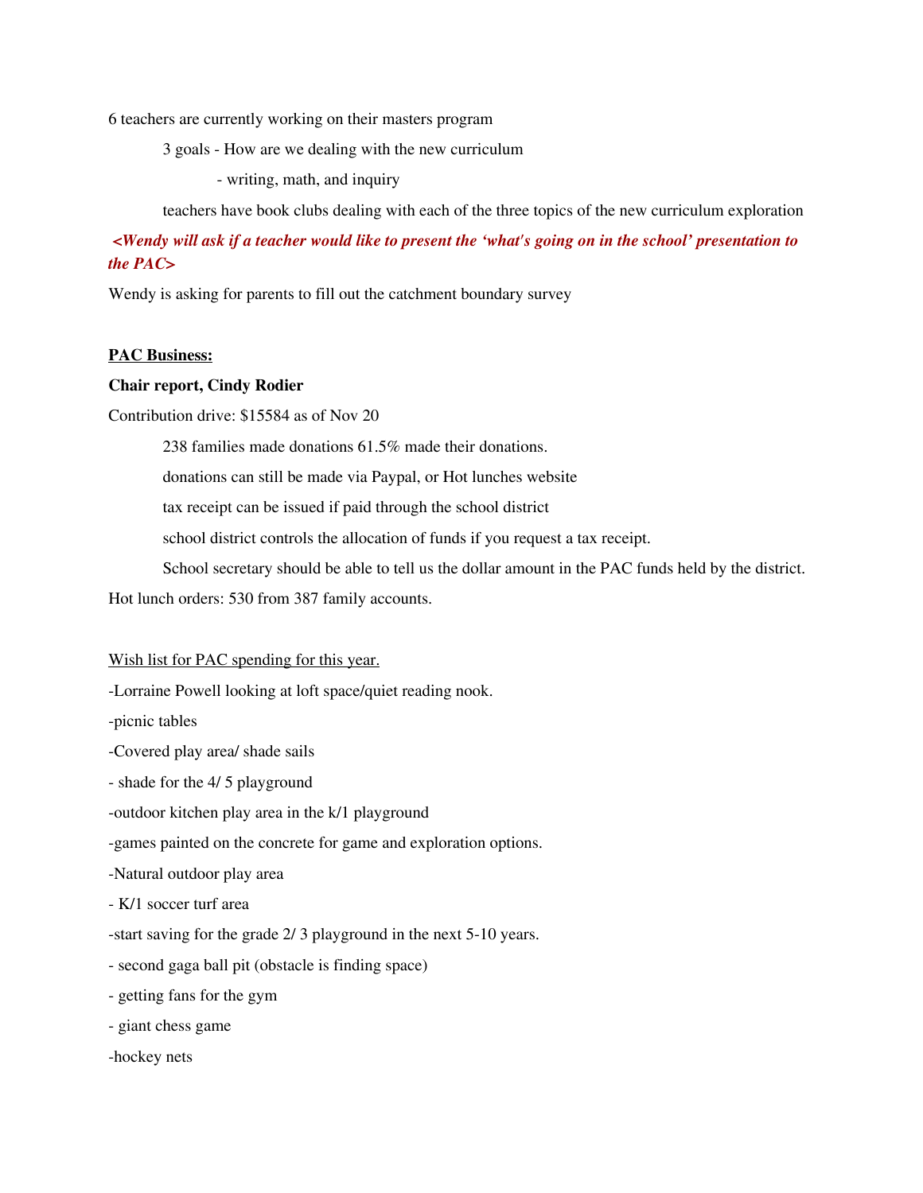6 teachers are currently working on their masters program

3 goals - How are we dealing with the new curriculum

- writing, math, and inquiry

teachers have book clubs dealing with each of the three topics of the new curriculum exploration

***<Wendy will ask if a teacher would like to present the 'what's going on in the school' presentation to the PAC>***

Wendy is asking for parents to fill out the catchment boundary survey

**PAC Business:**

**Chair report, Cindy Rodier**

Contribution drive: $15584 as of Nov 20

238 families made donations 61.5% made their donations.

donations can still be made via Paypal, or Hot lunches website

tax receipt can be issued if paid through the school district

school district controls the allocation of funds if you request a tax receipt.

School secretary should be able to tell us the dollar amount in the PAC funds held by the district.

Hot lunch orders: 530 from 387 family accounts.

Wish list for PAC spending for this year.

-Lorraine Powell looking at loft space/quiet reading nook.

-picnic tables

-Covered play area/ shade sails

- shade for the 4/ 5 playground

-outdoor kitchen play area in the k/1 playground

-games painted on the concrete for game and exploration options.

-Natural outdoor play area

- K/1 soccer turf area

-start saving for the grade 2/ 3 playground in the next 5-10 years.

- second gaga ball pit (obstacle is finding space)

- getting fans for the gym

- giant chess game

-hockey nets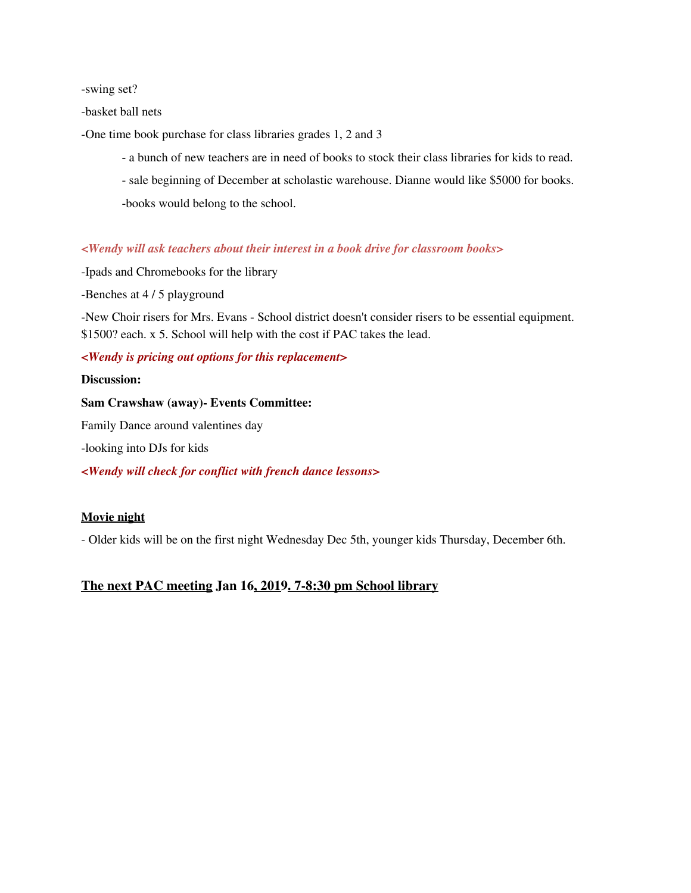-swing set?

-basket ball nets

-One time book purchase for class libraries grades 1, 2 and 3

- a bunch of new teachers are in need of books to stock their class libraries for kids to read.
- sale beginning of December at scholastic warehouse. Dianne would like $5000 for books.
- books would belong to the school.

***<Wendy will ask teachers about their interest in a book drive for classroom books>***

-Ipads and Chromebooks for the library

-Benches at 4 / 5 playground

-New Choir risers for Mrs. Evans - School district doesn't consider risers to be essential equipment. $1500? each. x 5. School will help with the cost if PAC takes the lead.

***<Wendy is pricing out options for this replacement>***

**Discussion:**

**Sam Crawshaw (away)- Events Committee:**

Family Dance around valentines day

-looking into DJs for kids

***<Wendy will check for conflict with french dance lessons>***

**Movie night**

- Older kids will be on the first night Wednesday Dec 5th, younger kids Thursday, December 6th.

**The next PAC meeting Jan 16, 2019. 7-8:30 pm School library**